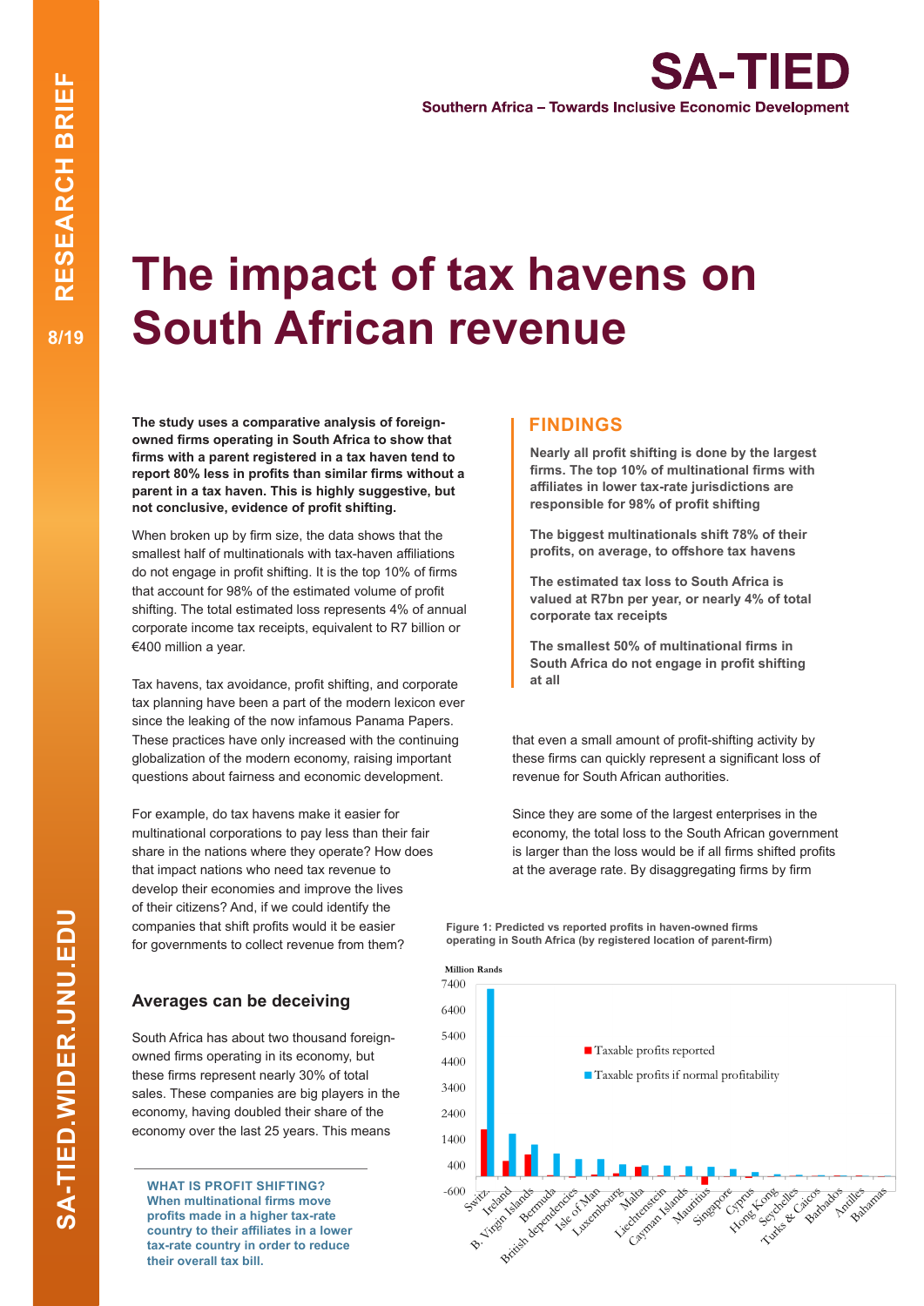# The impact of tax havens on South African revenue

**The study uses a comparative analysis of foreign-owned firms operating in South Africa to show that firms with a parent registered in a tax haven tend to report 80% less in profits than similar firms without a parent in a tax haven. This is highly suggestive, but not conclusive, evidence of profit shifting.**

When broken up by firm size, the data shows that the smallest half of multinationals with tax-haven affiliations do not engage in profit shifting. It is the top 10% of firms that account for 98% of the estimated volume of profit shifting. The total estimated loss represents 4% of annual corporate income tax receipts, equivalent to R7 billion or €400 million a year.

Tax havens, tax avoidance, profit shifting, and corporate tax planning have been a part of the modern lexicon ever since the leaking of the now infamous Panama Papers. These practices have only increased with the continuing globalization of the modern economy, raising important questions about fairness and economic development.

For example, do tax havens make it easier for multinational corporations to pay less than their fair share in the nations where they operate? How does that impact nations who need tax revenue to develop their economies and improve the lives of their citizens? And, if we could identify the companies that shift profits would it be easier for governments to collect revenue from them?

## Averages can be deceiving

South Africa has about two thousand foreign-owned firms operating in its economy, but these firms represent nearly 30% of total sales. These companies are big players in the economy, having doubled their share of the economy over the last 25 years. This means that even a small amount of profit-shifting activity by these firms can quickly represent a significant loss of revenue for South African authorities.

Since they are some of the largest enterprises in the economy, the total loss to the South African government is larger than the loss would be if all firms shifted profits at the average rate. By disaggregating firms by firm

**WHAT IS PROFIT SHIFTING?**
**When multinational firms move profits made in a higher tax-rate country to their affiliates in a lower tax-rate country in order to reduce their overall tax bill.**

## FINDINGS

**Nearly all profit shifting is done by the largest firms. The top 10% of multinational firms with affiliates in lower tax-rate jurisdictions are responsible for 98% of profit shifting**

**The biggest multinationals shift 78% of their profits, on average, to offshore tax havens**

**The estimated tax loss to South Africa is valued at R7bn per year, or nearly 4% of total corporate tax receipts**

**The smallest 50% of multinational firms in South Africa do not engage in profit shifting at all**

**Figure 1: Predicted vs reported profits in haven-owned firms operating in South Africa (by registered location of parent-firm)**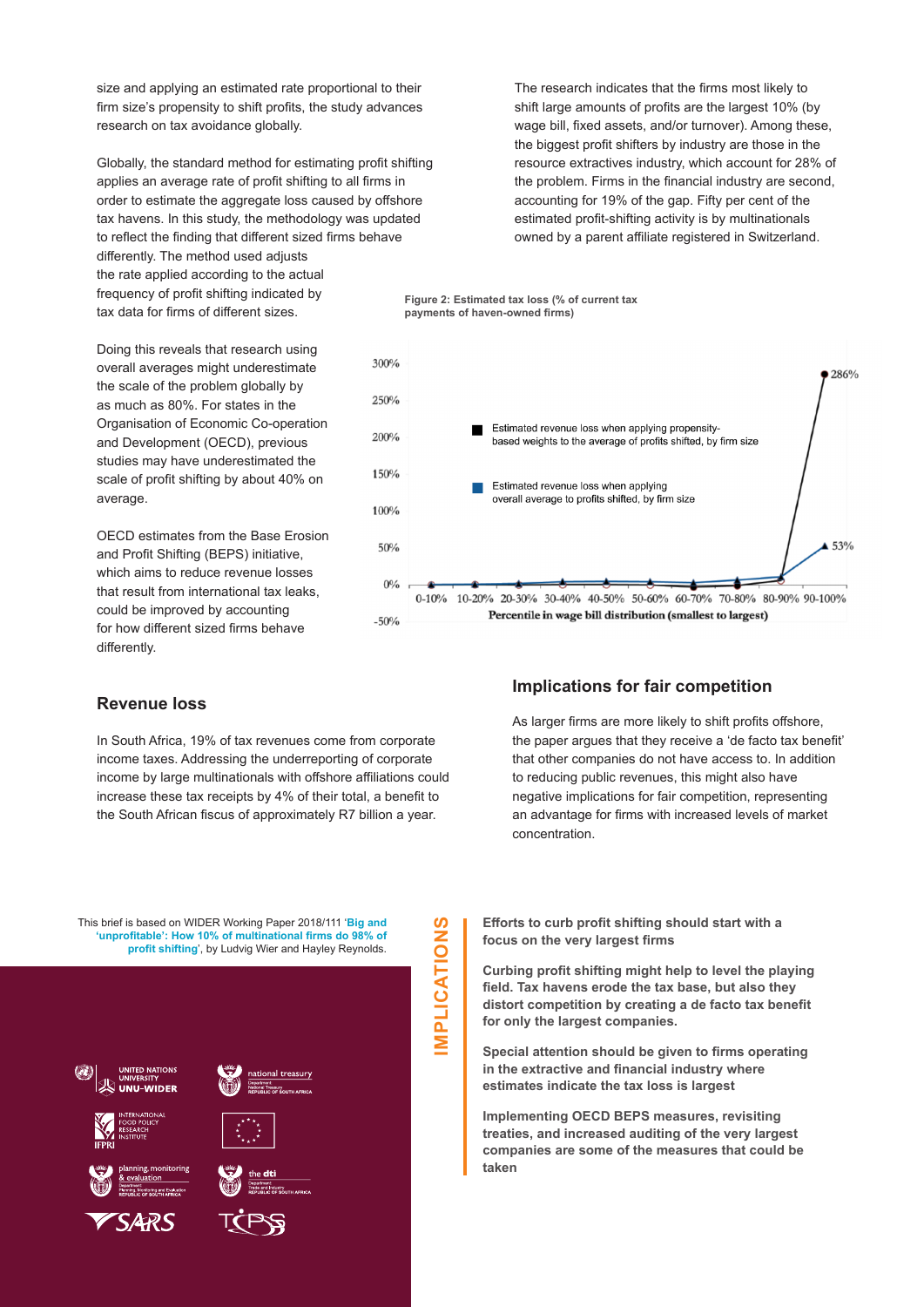size and applying an estimated rate proportional to their firm size's propensity to shift profits, the study advances research on tax avoidance globally.

Globally, the standard method for estimating profit shifting applies an average rate of profit shifting to all firms in order to estimate the aggregate loss caused by offshore tax havens. In this study, the methodology was updated to reflect the finding that different sized firms behave differently. The method used adjusts the rate applied according to the actual frequency of profit shifting indicated by tax data for firms of different sizes.

Doing this reveals that research using overall averages might underestimate the scale of the problem globally by as much as 80%. For states in the Organisation of Economic Co-operation and Development (OECD), previous studies may have underestimated the scale of profit shifting by about 40% on average.

OECD estimates from the Base Erosion and Profit Shifting (BEPS) initiative, which aims to reduce revenue losses that result from international tax leaks, could be improved by accounting for how different sized firms behave differently.

The research indicates that the firms most likely to shift large amounts of profits are the largest 10% (by wage bill, fixed assets, and/or turnover). Among these, the biggest profit shifters by industry are those in the resource extractives industry, which account for 28% of the problem. Firms in the financial industry are second, accounting for 19% of the gap. Fifty per cent of the estimated profit-shifting activity is by multinationals owned by a parent affiliate registered in Switzerland.

**Figure 2: Estimated tax loss (% of current tax payments of haven-owned firms)**

300%
250%
200%
150%
100%
50%
0%
-50%

286%
53%

Estimated revenue loss when applying propensity-based weights to the average of profits shifted, by firm size

Estimated revenue loss when applying overall average to profits shifted, by firm size

0-10% 10-20% 20-30% 30-40% 40-50% 50-60% 60-70% 70-80% 80-90% 90-100%

Percentile in wage bill distribution (smallest to largest)

## Revenue loss

In South Africa, 19% of tax revenues come from corporate income taxes. Addressing the underreporting of corporate income by large multinationals with offshore affiliations could increase these tax receipts by 4% of their total, a benefit to the South African fiscus of approximately R7 billion a year.

## Implications for fair competition

As larger firms are more likely to shift profits offshore, the paper argues that they receive a 'de facto tax benefit' that other companies do not have access to. In addition to reducing public revenues, this might also have negative implications for fair competition, representing an advantage for firms with increased levels of market concentration.

This brief is based on WIDER Working Paper 2018/111 '**Big and 'unprofitable': How 10% of multinational firms do 98% of profit shifting**', by Ludvig Wier and Hayley Reynolds.

## IMPLICATIONS

**Efforts to curb profit shifting should start with a focus on the very largest firms**

**Curbing profit shifting might help to level the playing field. Tax havens erode the tax base, but also they distort competition by creating a de facto tax benefit for only the largest companies.**

**Special attention should be given to firms operating in the extractive and financial industry where estimates indicate the tax loss is largest**

**Implementing OECD BEPS measures, revisiting treaties, and increased auditing of the very largest companies are some of the measures that could be taken**